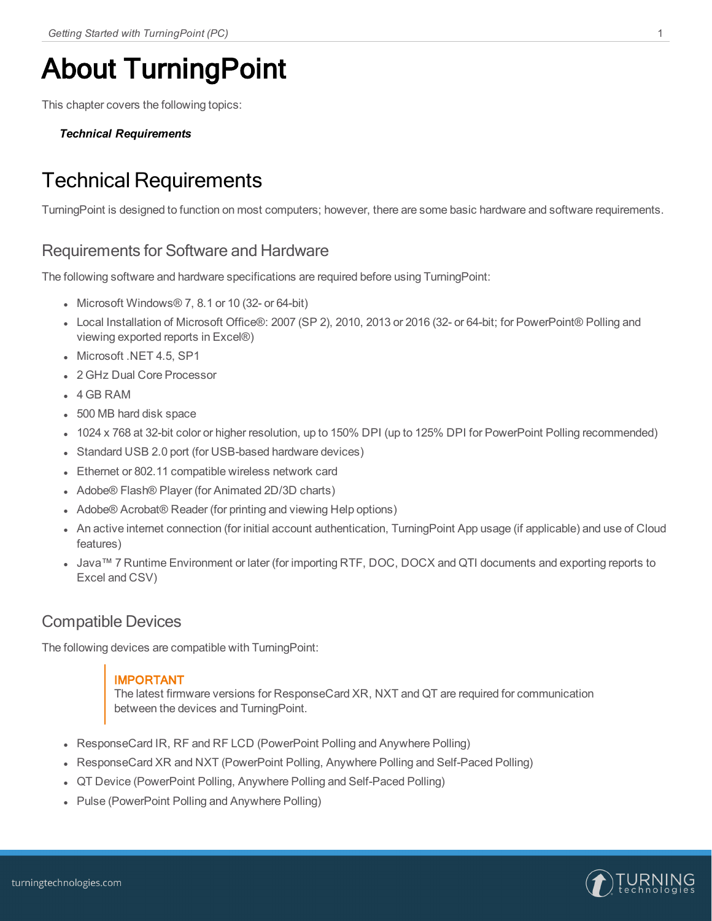# About TurningPoint

This chapter covers the following topics:

***Technical Requirements***

## Technical Requirements

TurningPoint is designed to function on most computers; however, there are some basic hardware and software requirements.

### Requirements for Software and Hardware

The following software and hardware specifications are required before using TurningPoint:

- Microsoft Windows® 7, 8.1 or 10 (32- or 64-bit)
- Local Installation of Microsoft Office®: 2007 (SP 2), 2010, 2013 or 2016 (32- or 64-bit; for PowerPoint® Polling and viewing exported reports in Excel®)
- Microsoft .NET 4.5, SP1
- 2 GHz Dual Core Processor
- 4 GB RAM
- 500 MB hard disk space
- 1024 x 768 at 32-bit color or higher resolution, up to 150% DPI (up to 125% DPI for PowerPoint Polling recommended)
- Standard USB 2.0 port (for USB-based hardware devices)
- Ethernet or 802.11 compatible wireless network card
- Adobe® Flash® Player (for Animated 2D/3D charts)
- Adobe® Acrobat® Reader (for printing and viewing Help options)
- An active internet connection (for initial account authentication, TurningPoint App usage (if applicable) and use of Cloud features)
- Java™ 7 Runtime Environment or later (for importing RTF, DOC, DOCX and QTI documents and exporting reports to Excel and CSV)

### Compatible Devices

The following devices are compatible with TurningPoint:

> **IMPORTANT**
> The latest firmware versions for ResponseCard XR, NXT and QT are required for communication between the devices and TurningPoint.

- ResponseCard IR, RF and RF LCD (PowerPoint Polling and Anywhere Polling)
- ResponseCard XR and NXT (PowerPoint Polling, Anywhere Polling and Self-Paced Polling)
- QT Device (PowerPoint Polling, Anywhere Polling and Self-Paced Polling)
- Pulse (PowerPoint Polling and Anywhere Polling)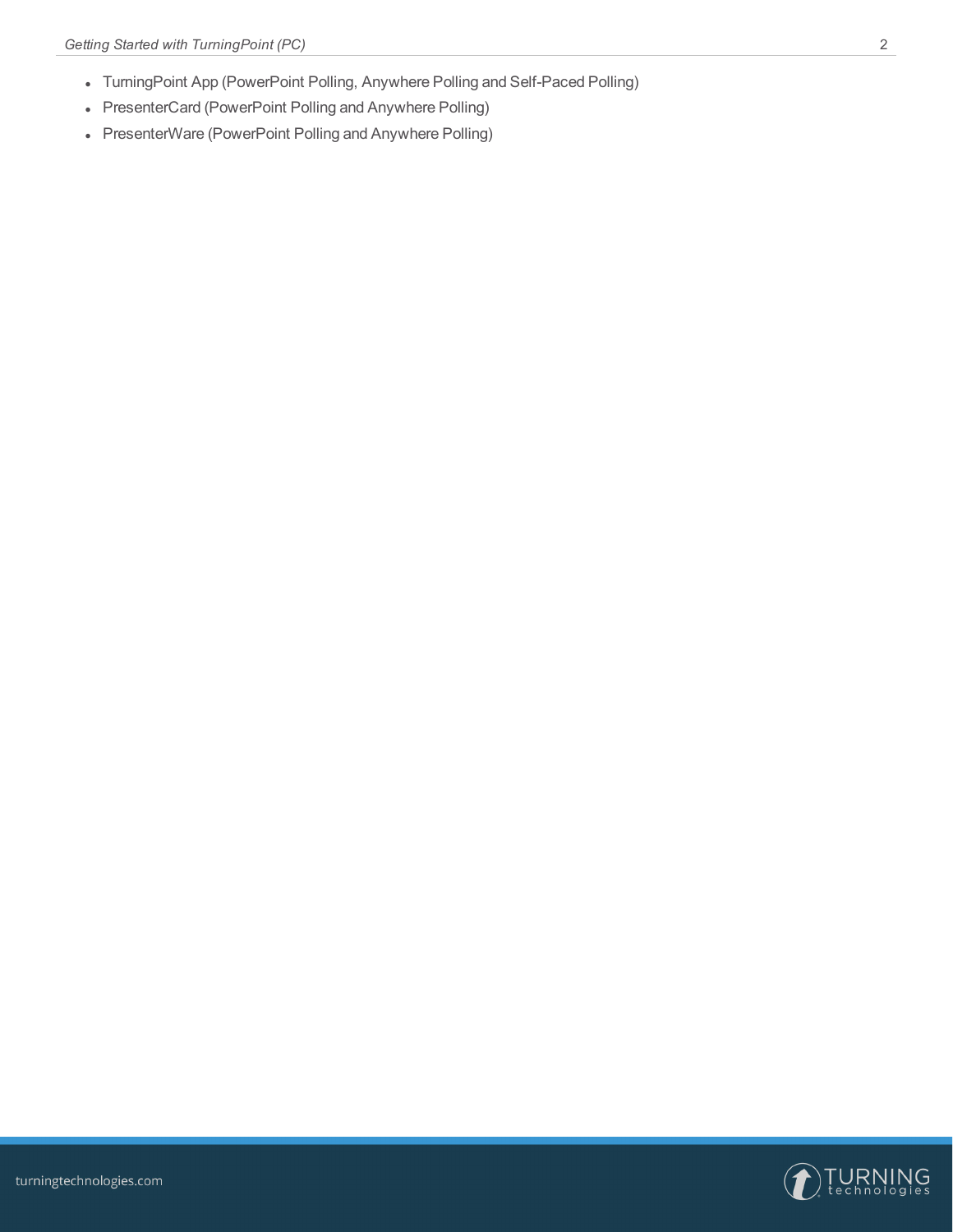- TurningPoint App (PowerPoint Polling, Anywhere Polling and Self-Paced Polling)
- PresenterCard (PowerPoint Polling and Anywhere Polling)
- PresenterWare (PowerPoint Polling and Anywhere Polling)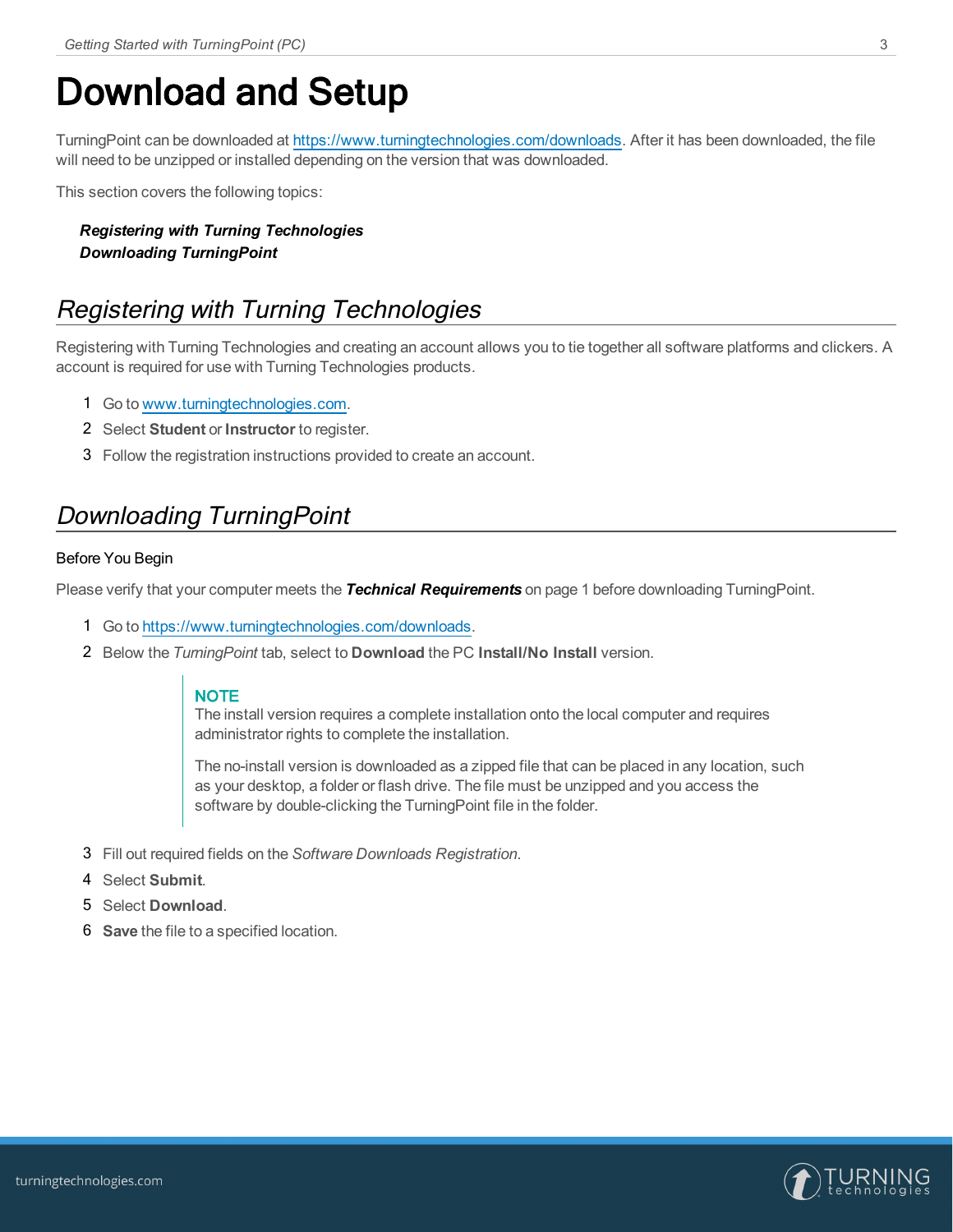# Download and Setup

TurningPoint can be downloaded at [https://www.turningtechnologies.com/downloads](https://www.turningtechnologies.com/downloads). After it has been downloaded, the file will need to be unzipped or installed depending on the version that was downloaded.

This section covers the following topics:

***Registering with Turning Technologies***
***Downloading TurningPoint***

## *Registering with Turning Technologies*

Registering with Turning Technologies and creating an account allows you to tie together all software platforms and clickers. A account is required for use with Turning Technologies products.

1. Go to [www.turningtechnologies.com](http://www.turningtechnologies.com).
2. Select **Student** or **Instructor** to register.
3. Follow the registration instructions provided to create an account.

## *Downloading TurningPoint*

Before You Begin

Please verify that your computer meets the ***Technical Requirements*** on page 1 before downloading TurningPoint.

1. Go to [https://www.turningtechnologies.com/downloads](https://www.turningtechnologies.com/downloads).
2. Below the *TurningPoint* tab, select to **Download** the PC **Install/No Install** version.

   > **NOTE**
   > The install version requires a complete installation onto the local computer and requires administrator rights to complete the installation.
   >
   > The no-install version is downloaded as a zipped file that can be placed in any location, such as your desktop, a folder or flash drive. The file must be unzipped and you access the software by double-clicking the TurningPoint file in the folder.

3. Fill out required fields on the *Software Downloads Registration*.
4. Select **Submit**.
5. Select **Download**.
6. **Save** the file to a specified location.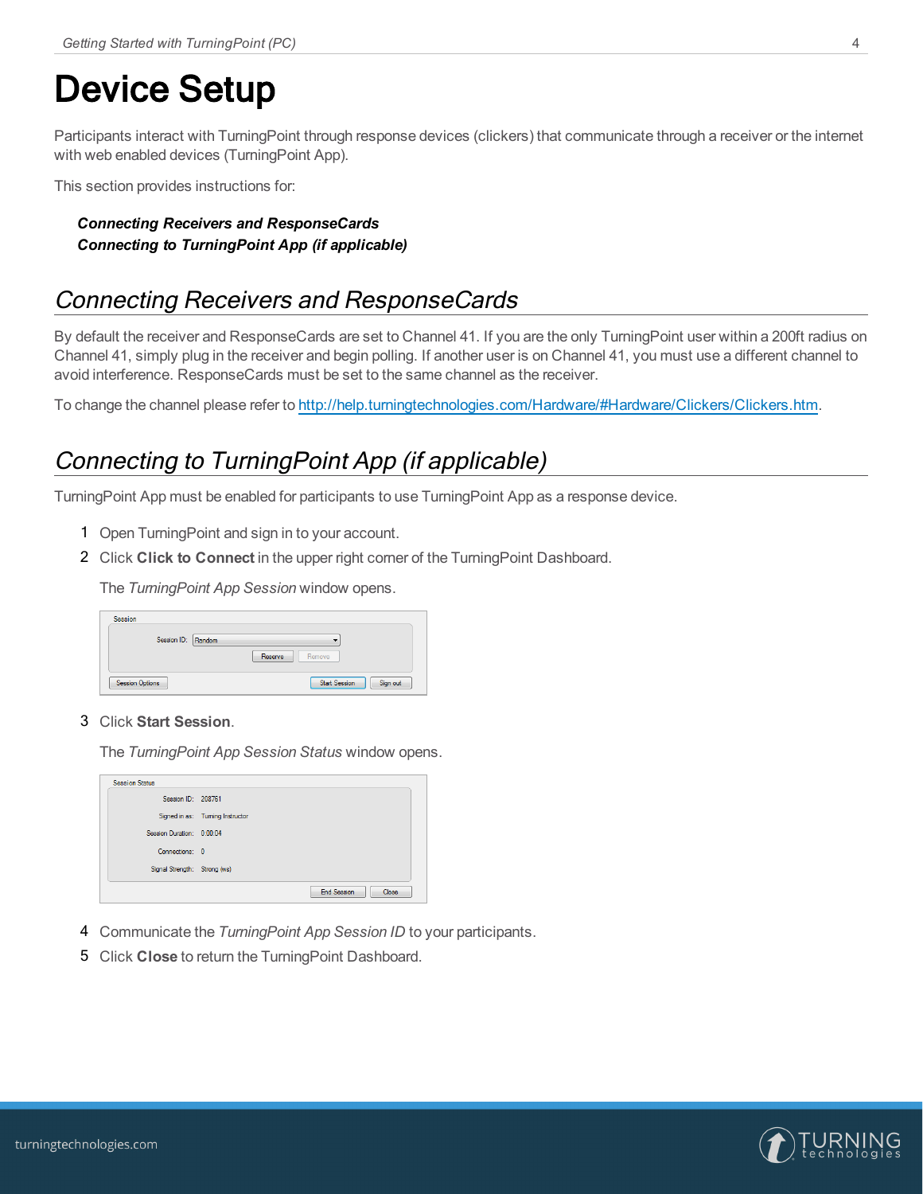# Device Setup

Participants interact with TurningPoint through response devices (clickers) that communicate through a receiver or the internet with web enabled devices (TurningPoint App).

This section provides instructions for:

***Connecting Receivers and ResponseCards***
***Connecting to TurningPoint App (if applicable)***

## *Connecting Receivers and ResponseCards*

By default the receiver and ResponseCards are set to Channel 41. If you are the only TurningPoint user within a 200ft radius on Channel 41, simply plug in the receiver and begin polling. If another user is on Channel 41, you must use a different channel to avoid interference. ResponseCards must be set to the same channel as the receiver.

To change the channel please refer to http://help.turningtechnologies.com/Hardware/#Hardware/Clickers/Clickers.htm.

## *Connecting to TurningPoint App (if applicable)*

TurningPoint App must be enabled for participants to use TurningPoint App as a response device.

1. Open TurningPoint and sign in to your account.
2. Click **Click to Connect** in the upper right corner of the TurningPoint Dashboard.

   The *TurningPoint App Session* window opens.

3. Click **Start Session**.

   The *TurningPoint App Session Status* window opens.

4. Communicate the *TurningPoint App Session ID* to your participants.
5. Click **Close** to return the TurningPoint Dashboard.